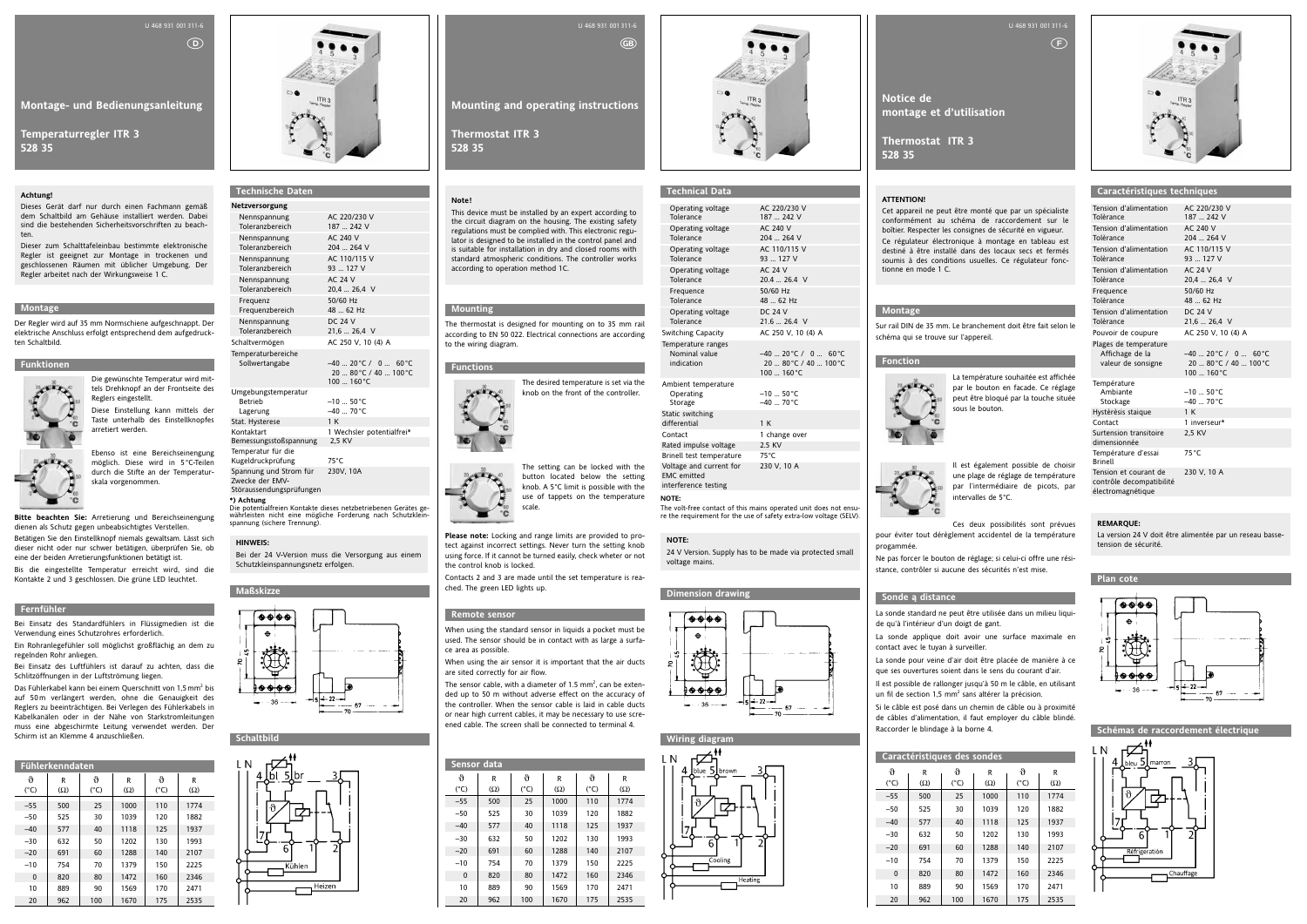# Montage- und Bedienungsanleitung

## Temperaturregler ITR 3
## 528 35

**Achtung!**

Dieses Gerät darf nur durch einen Fachmann gemäß dem Schaltbild am Gehäuse installiert werden. Dabei sind die bestehenden Sicherheitsvorschriften zu beachten.

Dieser zum Schalttafeleinbau bestimmte elektronische Regler ist geeignet zur Montage in trockenen und geschlossenen Räumen mit üblicher Umgebung. Der Regler arbeitet nach der Wirkungsweise 1 C.

### Montage

Der Regler wird auf 35 mm Normschiene aufgeschnappt. Der elektrische Anschluss erfolgt entsprechend dem aufgedruckten Schaltbild.

### Funktionen

Die gewünschte Temperatur wird mittels Drehknopf an der Frontseite des Reglers eingestellt.

Diese Einstellung kann mittels der Taste unterhalb des Einstellknopfes arretiert werden.

Ebenso ist eine Bereichseinengung möglich. Diese wird in 5 °C-Teilen durch die Stifte an der Temperaturskala vorgenommen.

**Bitte beachten Sie:** Arretierung und Bereichseinengung dienen als Schutz gegen unbeabsichtigtes Verstellen.

Betätigen Sie den Einstellknopf niemals gewaltsam. Lässt sich dieser nicht oder nur schwer betätigen, überprüfen Sie, ob eine der beiden Arretierungsfunktionen betätigt ist.

Bis die eingestellte Temperatur erreicht wird, sind die Kontakte 2 und 3 geschlossen. Die grüne LED leuchtet.

### Fernfühler

Bei Einsatz des Standardfühlers in Flüssigmedien ist die Verwendung eines Schutzrohres erforderlich.

Ein Rohranlegefühler soll möglichst großflächig an dem zu regelnden Rohr anliegen.

Bei Einsatz des Luftfühlers ist darauf zu achten, dass die Schlitzöffnungen in der Luftströmung liegen.

Das Fühlerkabel kann bei einem Querschnitt von 1,5 mm² bis auf 50 m verlängert werden, ohne die Genauigkeit des Reglers zu beeinträchtigen. Bei Verlegen des Fühlerkabels in Kabelkanälen oder in der Nähe von Starkstromleitungen muss eine abgeschirmte Leitung verwendet werden. Der Schirm ist an Klemme 4 anzuschließen.

### Fühlerkenndaten

| ϑ (°C) | R (Ω) | ϑ (°C) | R (Ω) | ϑ (°C) | R (Ω) |
|---|---|---|---|---|---|
| –55 | 500 | 25 | 1000 | 110 | 1774 |
| –50 | 525 | 30 | 1039 | 120 | 1882 |
| –40 | 577 | 40 | 1118 | 125 | 1937 |
| –30 | 632 | 50 | 1202 | 130 | 1993 |
| –20 | 691 | 60 | 1288 | 140 | 2107 |
| –10 | 754 | 70 | 1379 | 150 | 2225 |
| 0 | 820 | 80 | 1472 | 160 | 2346 |
| 10 | 889 | 90 | 1569 | 170 | 2471 |
| 20 | 962 | 100 | 1670 | 175 | 2535 |

### Technische Daten

| | |
|---|---|
| **Netzversorgung** | |
| Nennspannung | AC 220/230 V |
| Toleranzbereich | 187 ... 242 V |
| Nennspannung | AC 240 V |
| Toleranzbereich | 204 ... 264 V |
| Nennspannung | AC 110/115 V |
| Toleranzbereich | 93 ... 127 V |
| Nennspannung | AC 24 V |
| Toleranzbereich | 20,4 ... 26,4 V |
| Frequenz | 50/60 Hz |
| Frequenzbereich | 48 ... 62 Hz |
| Nennspannung | DC 24 V |
| Toleranzbereich | 21,6 ... 26,4 V |
| Schaltvermögen | AC 250 V, 10 (4) A |
| Temperaturbereiche Sollwertangabe | –40 ... 20 °C / 0 ... 60 °C; 20 ... 80 °C / 40 ... 100 °C; 100 ... 160 °C |
| Umgebungstemperatur | |
| Betrieb | –10 ... 50 °C |
| Lagerung | –40 ... 70 °C |
| Stat. Hysterese | 1 K |
| Kontaktart | 1 Wechsler potentialfrei* |
| Bemessungsstoßspannung | 2,5 KV |
| Temperatur für die Kugeldruckprüfung | 75 °C |
| Spannung und Strom für Zwecke der EMV-Störaussendungsprüfungen | 230V, 10A |

***) Achtung**
Die potentialfreien Kontakte dieses netzbetriebenen Gerätes gewährleisten nicht eine mögliche Forderung nach Schutzkleinspannung (sichere Trennung).

**HINWEIS:**

Bei der 24 V-Version muss die Versorgung aus einem Schutzkleinspannungsnetz erfolgen.

### Maßskizze

### Schaltbild

# Mounting and operating instructions

## Thermostat ITR 3
## 528 35

**Note!**

This device must be installed by an expert according to the circuit diagram on the housing. The existing safety regulations must be complied with. This electronic regulator is designed to be installed in the control panel and is suitable for installation in dry and closed rooms with standard atmospheric conditions. The controller works according to operation method 1C.

### Mounting

The thermostat is designed for mounting on to 35 mm rail according to EN 50 022. Electrical connections are according to the wiring diagram.

### Functions

The desired temperature is set via the knob on the front of the controller.

The setting can be locked with the button located below the setting knob. A 5°C limit is possible with the use of tappets on the temperature scale.

**Please note:** Locking and range limits are provided to protect against incorrect settings. Never turn the setting knob using force. If it cannot be turned easily, check wheter or not the control knob is locked.

Contacts 2 and 3 are made until the set temperature is reached. The green LED lights up.

### Remote sensor

When using the standard sensor in liquids a pocket must be used. The sensor should be in contact with as large a surface area as possible.

When using the air sensor it is important that the air ducts are sited correctly for air flow.

The sensor cable, with a diameter of 1.5 mm², can be extended up to 50 m without adverse effect on the accuracy of the controller. When the sensor cable is laid in cable ducts or near high current cables, it may be necessary to use screened cable. The screen shall be connected to terminal 4.

### Sensor data

| ϑ (°C) | R (Ω) | ϑ (°C) | R (Ω) | ϑ (°C) | R (Ω) |
|---|---|---|---|---|---|
| –55 | 500 | 25 | 1000 | 110 | 1774 |
| –50 | 525 | 30 | 1039 | 120 | 1882 |
| –40 | 577 | 40 | 1118 | 125 | 1937 |
| –30 | 632 | 50 | 1202 | 130 | 1993 |
| –20 | 691 | 60 | 1288 | 140 | 2107 |
| –10 | 754 | 70 | 1379 | 150 | 2225 |
| 0 | 820 | 80 | 1472 | 160 | 2346 |
| 10 | 889 | 90 | 1569 | 170 | 2471 |
| 20 | 962 | 100 | 1670 | 175 | 2535 |

### Technical Data

| | |
|---|---|
| Operating voltage | AC 220/230 V |
| Tolerance | 187 ... 242 V |
| Operating voltage | AC 240 V |
| Tolerance | 204 ... 264 V |
| Operating voltage | AC 110/115 V |
| Tolerance | 93 ... 127 V |
| Operating voltage | AC 24 V |
| Tolerance | 20.4 ... 26.4 V |
| Frequence | 50/60 Hz |
| Tolerance | 48 ... 62 Hz |
| Operating voltage | DC 24 V |
| Tolerance | 21.6 ... 26.4 V |
| Switching Capacity | AC 250 V, 10 (4) A |
| Temperature ranges Nominal value indication | –40 ... 20 °C / 0 ... 60 °C; 20 ... 80 °C / 40 ... 100 °C; 100 ... 160 °C |
| Ambient temperature | |
| Operating | –10 ... 50 °C |
| Storage | –40 ... 70 °C |
| Static switching differential | 1 K |
| Contact | 1 change over |
| Rated impulse voltage | 2.5 KV |
| Brinell test temperature | 75 °C |
| Voltage and current for EMC emitted interference testing | 230 V, 10 A |

**NOTE:**
The volt-free contact of this mains operated unit does not ensure the requirement for the use of safety extra-low voltage (SELV).

**NOTE:**

24 V Version. Supply has to be made via protected small voltage mains.

### Dimension drawing

### Wiring diagram

# Notice de montage et d'utilisation

## Thermostat ITR 3
## 528 35

**ATTENTION!**

Cet appareil ne peut être monté que par un spécialiste conformément au schéma de raccordement sur le boîtier. Respecter les consignes de sécurité en vigueur.

Ce régulateur électronique à montage en tableau est destiné à être installé dans des locaux secs et fermés soumis à des conditions usuelles. Ce régulateur fonctionne en mode 1 C.

### Montage

Sur rail DIN de 35 mm. Le branchement doit être fait selon le schéma qui se trouve sur l'appereil.

### Fonction

La température souhaitée est affichée par le bouton en facade. Ce réglage peut être bloqué par la touche située sous le bouton.

Il est également possible de choisir une plage de réglage de température par l'intermédiaire de picots, par intervalles de 5°C.

Ces deux possibilités sont prévues pour éviter tout dérèglement accidentel de la température programmée.

Ne pas forcer le bouton de réglage; si celui-ci offre une résistance, contrôler si aucune des sécurités n'est mise.

### Sonde ą distance

La sonde standard ne peut être utilisée dans un milieu liquide qu'à l'intérieur d'un doigt de gant.

La sonde applique doit avoir une surface maximale en contact avec le tuyan à surveiller.

La sonde pour veine d'air doit être placée de manière à ce que ses ouvertures soient dans le sens du courant d'air.

Il est possible de rallonger jusqu'à 50 m le câble, en utilisant un fil de section 1,5 mm² sans altérer la précision.

Si le câble est posé dans un chemin de câble ou à proximité de câbles d'alimentation, il faut employer du câble blindé. Raccorder le blindage à la borne 4.

### Caractéristiques des sondes

| ϑ (°C) | R (Ω) | ϑ (°C) | R (Ω) | ϑ (°C) | R (Ω) |
|---|---|---|---|---|---|
| –55 | 500 | 25 | 1000 | 110 | 1774 |
| –50 | 525 | 30 | 1039 | 120 | 1882 |
| –40 | 577 | 40 | 1118 | 125 | 1937 |
| –30 | 632 | 50 | 1202 | 130 | 1993 |
| –20 | 691 | 60 | 1288 | 140 | 2107 |
| –10 | 754 | 70 | 1379 | 150 | 2225 |
| 0 | 820 | 80 | 1472 | 160 | 2346 |
| 10 | 889 | 90 | 1569 | 170 | 2471 |
| 20 | 962 | 100 | 1670 | 175 | 2535 |

### Caractéristiques techniques

| | |
|---|---|
| Tension d'alimentation | AC 220/230 V |
| Tolérance | 187 ... 242 V |
| Tension d'alimentation | AC 240 V |
| Tolérance | 204 ... 264 V |
| Tension d'alimentation | AC 110/115 V |
| Tolérance | 93 ... 127 V |
| Tension d'alimentation | AC 24 V |
| Tolérance | 20,4 ... 26,4 V |
| Frequence | 50/60 Hz |
| Tolérance | 48 ... 62 Hz |
| Tension d'alimentation | DC 24 V |
| Tolérance | 21,6 ... 26,4 V |
| Pouvoir de coupure | AC 250 V, 10 (4) A |
| Plages de temperature Affichage de la valeur de consigne | –40 ... 20 °C / 0 ... 60 °C; 20 ... 80 °C / 40 ... 100 °C; 100 ... 160 °C |
| Température | |
| Ambiante | –10 ... 50 °C |
| Stockage | –40 ... 70 °C |
| Hystérésis staique | 1 K |
| Contact | 1 inverseur* |
| Surtension transitoire dimensionnée | 2,5 KV |
| Température d'essai Brinell | 75 °C |
| Tension et courant de contrôle decompatibilité électromagnétique | 230 V, 10 A |

**REMARQUE:**

La version 24 V doit être alimentée par un reseau basse-tension de sécurité.

### Plan cote

### Schémas de raccordement électrique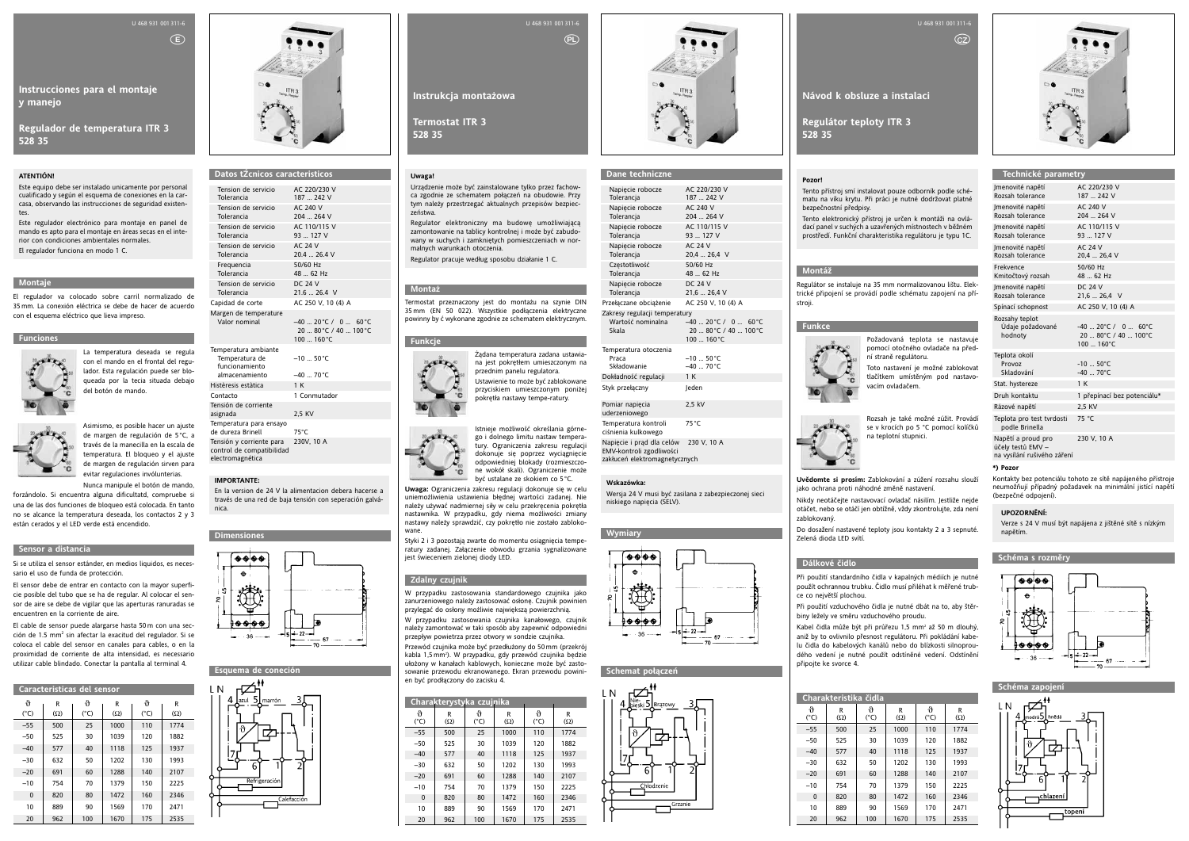# Instrucciones para el montaje y manejo

## Regulador de temperatura ITR 3 528 35

**ATENTIÓN!**

Este equipo debe ser instalado unicamente por personal cualificado y según el esquema de conexiones en la carcasa, observando las instrucciones de seguridad existentes.

Este regulador electrónico para montaje en panel de mando es apto para el montaje en áreas secas en el interior con condiciones ambientales normales.

El regulador funciona en modo 1 C.

### Montaje

El regulador va colocado sobre carril normalizado de 35 mm. La conexión eléctrica se debe de hacer de acuerdo con el esquema eléctrico que lleva impreso.

### Funciones

La temperatura deseada se regula con el mando en el frontal del regulador. Esta regulación puede ser bloqueada por la tecia situada debajo del botón de mando.

Asimismo, es posible hacer un ajuste de margen de regulación de 5 °C, a través de la manecilla en la escala de temperatura. El bloqueo y el ajuste de margen de regulación sirven para evitar regulaciones involuntarias.

Nunca manipule el botón de mando, forzándolo. Si encuentra alguna dificultatd, compruebe si una de las dos funciones de bloqueo está colocada. En tanto no se alcance la temperatura deseada, los contactos 2 y 3 están cerados y el LED verde está encendido.

### Sensor a distancia

Si se utiliza el sensor estánder, en medios liquidos, es necesario el uso de funda de protección.

El sensor debe de entrar en contacto con la mayor superficie posible del tubo que se ha de regular. Al colocar el sensor de aire se debe de vigilar que las aperturas ranuradas se encuentren en la corriente de aire.

El cable de sensor puede alargarse hasta 50 m con una sección de 1.5 mm² sin afectar la exactitud del regulador. Si se coloca el cable del sensor en canales para cables, o en la proximidad de corriente de alta intensidad, es necesario utilizar cable blindado. Conectar la pantalla al terminal 4.

### Caracteristicas del sensor

| ϑ (°C) | R (Ω) | ϑ (°C) | R (Ω) | ϑ (°C) | R (Ω) |
|---|---|---|---|---|---|
| –55 | 500 | 25 | 1000 | 110 | 1774 |
| –50 | 525 | 30 | 1039 | 120 | 1882 |
| –40 | 577 | 40 | 1118 | 125 | 1937 |
| –30 | 632 | 50 | 1202 | 130 | 1993 |
| –20 | 691 | 60 | 1288 | 140 | 2107 |
| –10 | 754 | 70 | 1379 | 150 | 2225 |
| 0 | 820 | 80 | 1472 | 160 | 2346 |
| 10 | 889 | 90 | 1569 | 170 | 2471 |
| 20 | 962 | 100 | 1670 | 175 | 2535 |

### Datos tŽcnicos caracteristicos

| | |
|---|---|
| Tension de servicio<br>Tolerancia | AC 220/230 V<br>187 ... 242 V |
| Tension de servicio<br>Tolerancia | AC 240 V<br>204 ... 264 V |
| Tension de servicio<br>Tolerancia | AC 110/115 V<br>93 ... 127 V |
| Tension de servicio<br>Tolerancia | AC 24 V<br>20.4 ... 26.4 V |
| Frequencia<br>Tolerancia | 50/60 Hz<br>48 ... 62 Hz |
| Tension de servicio<br>Tolerancia | DC 24 V<br>21.6 ... 26.4 V |
| Capidad de corte | AC 250 V, 10 (4) A |
| Margen de temperature<br>Valor nominal | –40 ... 20 °C / 0 ... 60 °C<br>20 ... 80 °C / 40 ... 100 °C<br>100 ... 160 °C |
| Temperatura ambiante<br>Temperatura de funcionamiento<br>almacenamiento | –10 ... 50 °C<br><br>–40 ... 70 °C |
| Histéresis estática | 1 K |
| Contacto | 1 Conmutador |
| Tensión de corriente asignada | 2,5 KV |
| Temperatura para ensayo de dureza Brinell | 75 °C |
| Tensión y corriente para control de compatibilidad electromagnética | 230V, 10 A |

**IMPORTANTE:**

En la version de 24 V la alimentacion debera hacerse a través de una red de baja tensión con seperación galvánica.

### Dimensiones

### Esquema de coneción

L N 4 azul 5 marrón 3 7 6 1 2 Refrigeración Calefacción

# Instrukcja montażowa

## Termostat ITR 3 528 35

**Uwaga!**

Urządzenie może być zainstalowane tylko przez fachowca zgodnie ze schematem połączeń na obudowie. Przy tym należy przestrzegać aktualnych przepisów bezpieczeństwa.

Regulator elektroniczny ma budowę umożliwiającą zamontowanie na tablicy kontrolnej i może być zabudowany w suchych i zamkniętych pomieszczeniach w normalnych warunkach otoczenia.

Regulator pracuje według sposobu działanie 1 C.

### Montaż

Termostat przeznaczony jest do montażu na szynie DIN 35 mm (EN 50 022). Wszystkie podłączenia elektryczne powinny by ć wykonane zgodnie ze schematem elektrycznym.

### Funkcje

Żądana temperatura zadana ustawiana jest pokrętłem umieszczonym na przednim panelu regulatora.

Ustawienie to może być zablokowane przyciskiem umieszczonym poniżej pokrętła nastawy tempe-ratury.

Istnieje możliwość określania górnego i dolnego limitu nastaw temperatury. Ograniczenia zakresu regulacji dokonuje się poprzez wyciągnięcie odpowiedniej blokady (rozmieszczone wokół skali). Ograniczenie może być ustalene ze skokiem co 5 °C.

**Uwaga:** Ograniczenia zakresu regulacji dokonuje się w celu uniemożliwienia ustawienia błędnej wartości zadanej. Nie należy używać nadmiernej siły w celu przekręcenia pokrętła nastawnika. W przypadku, gdy niema możliwości zmiany nastawy należy sprawdzić, czy pokrętło nie zostało zablokowane.

Styki 2 i 3 pozostają zwarte do momentu osiągnięcia temperatury zadanej. Załączenie obwodu grzania sygnalizowane jest świeceniem zielonej diody LED.

### Zdalny czujnik

W przypadku zastosowania standardowego czujnika jako zanurzeniowego należy zastosować osłonę. Czujnik powinien przylegać do osłony możliwie największą powierzchnią.

W przypadku zastosowania czujnika kanałowego, czujnik należy zamontować w taki sposób aby zapewnić odpowiedni przepływ powietrza przez otwory w sondzie czujnika.

Przewód czujnika może być przedłużony do 50 mm (przekrój kabla 1,5 mm²). W przypadku, gdy przewód czujnika będzie ułożony w kanałach kablowych, konieczne może być zastosowanie przewodu ekranowanego. Ekran przewodu powinien być prodłączony do zacisku 4.

### Charakterystyka czujnika

| ϑ (°C) | R (Ω) | ϑ (°C) | R (Ω) | ϑ (°C) | R (Ω) |
|---|---|---|---|---|---|
| –55 | 500 | 25 | 1000 | 110 | 1774 |
| –50 | 525 | 30 | 1039 | 120 | 1882 |
| –40 | 577 | 40 | 1118 | 125 | 1937 |
| –30 | 632 | 50 | 1202 | 130 | 1993 |
| –20 | 691 | 60 | 1288 | 140 | 2107 |
| –10 | 754 | 70 | 1379 | 150 | 2225 |
| 0 | 820 | 80 | 1472 | 160 | 2346 |
| 10 | 889 | 90 | 1569 | 170 | 2471 |
| 20 | 962 | 100 | 1670 | 175 | 2535 |

### Dane techniczne

| | |
|---|---|
| Napięcie robocze<br>Tolerancja | AC 220/230 V<br>187 ... 242 V |
| Napięcie robocze<br>Tolerancja | AC 240 V<br>204 ... 264 V |
| Napięcie robocze<br>Tolerancja | AC 110/115 V<br>93 ... 127 V |
| Napięcie robocze<br>Tolerancja | AC 24 V<br>20,4 ... 26,4 V |
| Częstotliwość<br>Tolerancja | 50/60 Hz<br>48 ... 62 Hz |
| Napięcie robocze<br>Tolerancja | DC 24 V<br>21,6 ... 26,4 V |
| Przełączane obciążenie | AC 250 V, 10 (4) A |
| Zakresy regulacji temperatury<br>Wartość nominalna<br>Skala | <br>–40 ... 20 °C / 0 ... 60 °C<br>20 ... 80 °C / 40 ... 100 °C<br>100 ... 160 °C |
| Temperatura otoczenia<br>Praca<br>Składowanie | <br>–10 ... 50 °C<br>–40 ... 70 °C |
| Dokładność regulacji | 1 K |
| Styk przełączny | Jeden |
| Pomiar napięcia uderzeniowego | 2,5 kV |
| Temperatura kontroli ciśnienia kulkowego | 75 °C |
| Napięcie i prąd dla celów EMV-kontroli zgodliwości zakłuceń elektromagnetycznych | 230 V, 10 A |

**Wskazówka:**

Wersja 24 V musi być zasilana z zabezpieczonej sieci niskiego napięcia (SELV).

### Wymiary

### Schemat połączeń

L N 4 Niebieski 5 Brązowy 3 7 6 1 2 Chłodzenie Grzanie

# Návod k obsluze a instalaci

## Regulátor teploty ITR 3 528 35

**Pozor!**

Tento přístroj smí instalovat pouze odborník podle schématu na víku krytu. Při práci je nutné dodržovat platné bezpečnostní předpisy.

Tento elektronický přístroj je určen k montáži na ovládací panel v suchých a uzavřených místnostech v běžném prostředí. Funkční charakteristika regulátoru je typu 1C.

### Montáž

Regulátor se instaluje na 35 mm normalizovanou lištu. Elektrické připojení se provádí podle schématu zapojení na přístroji.

### Funkce

Požadovaná teplota se nastavuje pomocí otočného ovladače na přední straně regulátoru.

Toto nastavení je možné zablokovat tlačítkem umístěným pod nastavovacím ovladačem.

Rozsah je také možné zúžit. Provádí se v krocích po 5 °C pomocí kolíčků na teplotní stupnici.

**Uvědomte si prosím:** Zablokování a zúžení rozsahu slouží jako ochrana proti náhodné změně nastavení.

Nikdy neotáčejte nastavovací ovladač násilím. Jestliže nejde otáčet, nebo se otáčí jen obtížně, vždy zkontrolujte, zda není zablokovaný.

Do dosažení nastavené teploty jsou kontakty 2 a 3 sepnuté. Zelená dioda LED svítí.

### Dálkové čidlo

Při použití standardního čidla v kapalných médiích je nutné použít ochrannou trubku. Čidlo musí přiléhat k měřené trubce co největší plochou.

Při použití vzduchového čidla je nutné dbát na to, aby štěrbiny ležely ve směru vzduchového proudu.

Kabel čidla může být při průřezu 1,5 mm² až 50 m dlouhý, aniž by to ovlivnilo přesnost regulátoru. Při pokládání kabelu čidla do kabelových kanálů nebo do blízkosti silnoproudého vedení je nutné použít odstíněné vedení. Odstínění připojte ke svorce 4.

### Charakteristika čidla

| ϑ (°C) | R (Ω) | ϑ (°C) | R (Ω) | ϑ (°C) | R (Ω) |
|---|---|---|---|---|---|
| –55 | 500 | 25 | 1000 | 110 | 1774 |
| –50 | 525 | 30 | 1039 | 120 | 1882 |
| –40 | 577 | 40 | 1118 | 125 | 1937 |
| –30 | 632 | 50 | 1202 | 130 | 1993 |
| –20 | 691 | 60 | 1288 | 140 | 2107 |
| –10 | 754 | 70 | 1379 | 150 | 2225 |
| 0 | 820 | 80 | 1472 | 160 | 2346 |
| 10 | 889 | 90 | 1569 | 170 | 2471 |
| 20 | 962 | 100 | 1670 | 175 | 2535 |

### Technické parametry

| | |
|---|---|
| Jmenovité napětí<br>Rozsah tolerance | AC 220/230 V<br>187 ... 242 V |
| Jmenovité napětí<br>Rozsah tolerance | AC 240 V<br>204 ... 264 V |
| Jmenovité napětí<br>Rozsah tolerance | AC 110/115 V<br>93 ... 127 V |
| Jmenovité napětí<br>Rozsah tolerance | AC 24 V<br>20,4 ... 26,4 V |
| Frekvence<br>Kmitočtový rozsah | 50/60 Hz<br>48 ... 62 Hz |
| Jmenovité napětí<br>Rozsah tolerance | DC 24 V<br>21,6 ... 26,4 V |
| Spínací schopnost | AC 250 V, 10 (4) A |
| Rozsahy teplot<br>Údaje požadované hodnoty | <br>-40 ... 20 °C / 0 ... 60 °C<br>20 ... 80 °C / 40 ... 100 °C<br>100 ... 160 °C |
| Teplota okolí<br>Provoz<br>Skladování | <br>-10 ... 50 °C<br>-40 ... 70 °C |
| Stat. hystereze | 1 K |
| Druh kontaktu | 1 přepínací bez potenciálu* |
| Rázové napětí | 2,5 KV |
| Teplota pro test tvrdosti podle Brinella | 75 °C |
| Napětí a proud pro účely testů EMV – na vysílání rušivého záření | 230 V, 10 A |

**\*) Pozor**

Kontakty bez potenciálu tohoto ze sítě napájeného přístroje neumožňují případný požadavek na minimální jistící napětí (bezpečné odpojení).

**UPOZORNĚNÍ:**

Verze s 24 V musí být napájena z jištěné sítě s nízkým napětím.

### Schéma s rozměry

### Schéma zapojení

L N 4 modrá 5 hnědá 3 7 6 1 2 chlazení topení